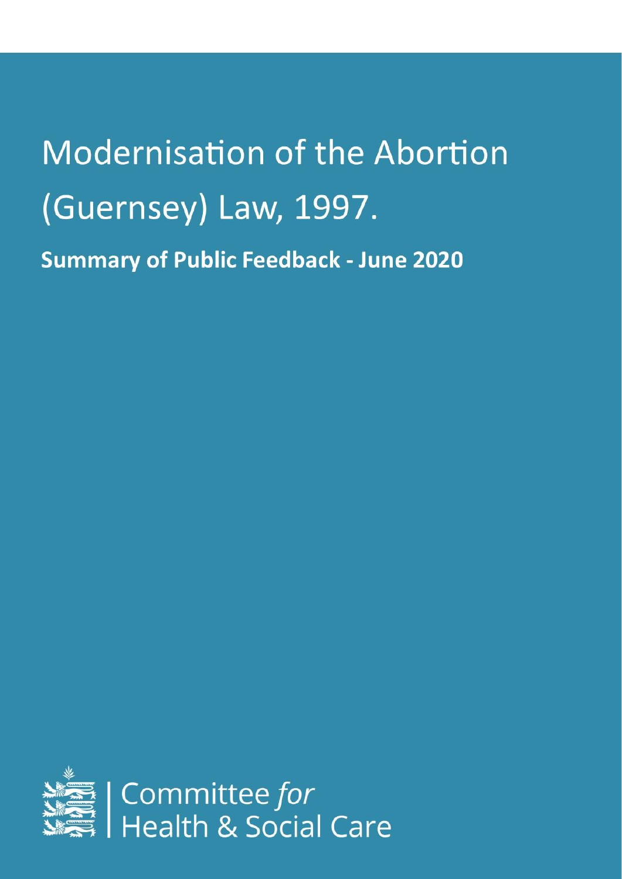# Modernisation of the Abortion (Guernsey) Law, 1997.

## Summary of Public Feedback - June 2020

Committee *for*
Health & Social Care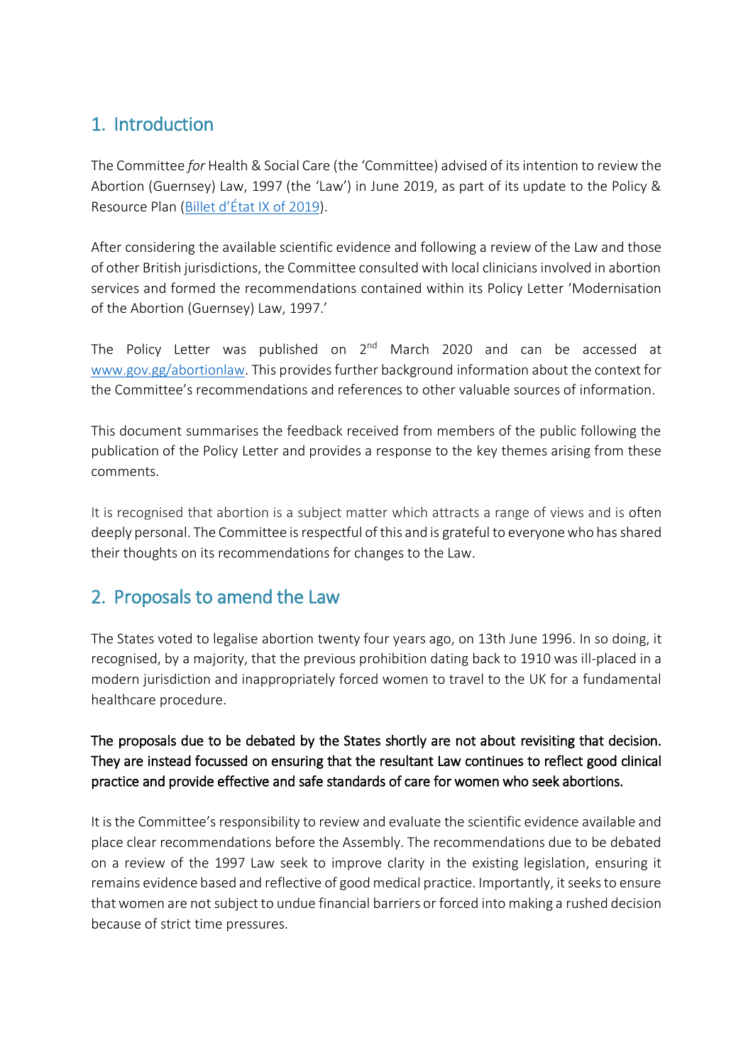## 1. Introduction

The Committee *for* Health & Social Care (the 'Committee) advised of its intention to review the Abortion (Guernsey) Law, 1997 (the 'Law') in June 2019, as part of its update to the Policy & Resource Plan ([Billet d'État IX of 2019](Billet d'État IX of 2019)).

After considering the available scientific evidence and following a review of the Law and those of other British jurisdictions, the Committee consulted with local clinicians involved in abortion services and formed the recommendations contained within its Policy Letter 'Modernisation of the Abortion (Guernsey) Law, 1997.'

The Policy Letter was published on 2nd March 2020 and can be accessed at [www.gov.gg/abortionlaw](www.gov.gg/abortionlaw). This provides further background information about the context for the Committee's recommendations and references to other valuable sources of information.

This document summarises the feedback received from members of the public following the publication of the Policy Letter and provides a response to the key themes arising from these comments.

It is recognised that abortion is a subject matter which attracts a range of views and is often deeply personal. The Committee is respectful of this and is grateful to everyone who has shared their thoughts on its recommendations for changes to the Law.

## 2. Proposals to amend the Law

The States voted to legalise abortion twenty four years ago, on 13th June 1996. In so doing, it recognised, by a majority, that the previous prohibition dating back to 1910 was ill-placed in a modern jurisdiction and inappropriately forced women to travel to the UK for a fundamental healthcare procedure.

**The proposals due to be debated by the States shortly are not about revisiting that decision. They are instead focussed on ensuring that the resultant Law continues to reflect good clinical practice and provide effective and safe standards of care for women who seek abortions.**

It is the Committee's responsibility to review and evaluate the scientific evidence available and place clear recommendations before the Assembly. The recommendations due to be debated on a review of the 1997 Law seek to improve clarity in the existing legislation, ensuring it remains evidence based and reflective of good medical practice. Importantly, it seeks to ensure that women are not subject to undue financial barriers or forced into making a rushed decision because of strict time pressures.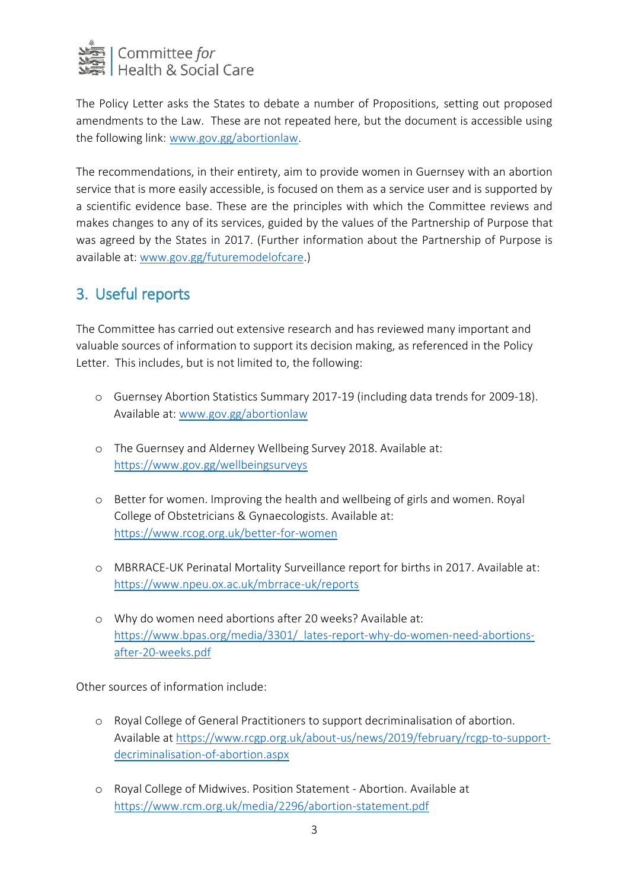The Policy Letter asks the States to debate a number of Propositions, setting out proposed amendments to the Law. These are not repeated here, but the document is accessible using the following link: [www.gov.gg/abortionlaw](www.gov.gg/abortionlaw).

The recommendations, in their entirety, aim to provide women in Guernsey with an abortion service that is more easily accessible, is focused on them as a service user and is supported by a scientific evidence base. These are the principles with which the Committee reviews and makes changes to any of its services, guided by the values of the Partnership of Purpose that was agreed by the States in 2017. (Further information about the Partnership of Purpose is available at: [www.gov.gg/futuremodelofcare](www.gov.gg/futuremodelofcare).)

## 3. Useful reports

The Committee has carried out extensive research and has reviewed many important and valuable sources of information to support its decision making, as referenced in the Policy Letter. This includes, but is not limited to, the following:

- Guernsey Abortion Statistics Summary 2017-19 (including data trends for 2009-18). Available at: [www.gov.gg/abortionlaw](www.gov.gg/abortionlaw)
- The Guernsey and Alderney Wellbeing Survey 2018. Available at: [https://www.gov.gg/wellbeingsurveys](https://www.gov.gg/wellbeingsurveys)
- Better for women. Improving the health and wellbeing of girls and women. Royal College of Obstetricians & Gynaecologists. Available at: [https://www.rcog.org.uk/better-for-women](https://www.rcog.org.uk/better-for-women)
- MBRRACE-UK Perinatal Mortality Surveillance report for births in 2017. Available at: [https://www.npeu.ox.ac.uk/mbrrace-uk/reports](https://www.npeu.ox.ac.uk/mbrrace-uk/reports)
- Why do women need abortions after 20 weeks? Available at: [https://www.bpas.org/media/3301/_lates-report-why-do-women-need-abortions-after-20-weeks.pdf](https://www.bpas.org/media/3301/_lates-report-why-do-women-need-abortions-after-20-weeks.pdf)

Other sources of information include:

- Royal College of General Practitioners to support decriminalisation of abortion. Available at [https://www.rcgp.org.uk/about-us/news/2019/february/rcgp-to-support-decriminalisation-of-abortion.aspx](https://www.rcgp.org.uk/about-us/news/2019/february/rcgp-to-support-decriminalisation-of-abortion.aspx)
- Royal College of Midwives. Position Statement - Abortion. Available at [https://www.rcm.org.uk/media/2296/abortion-statement.pdf](https://www.rcm.org.uk/media/2296/abortion-statement.pdf)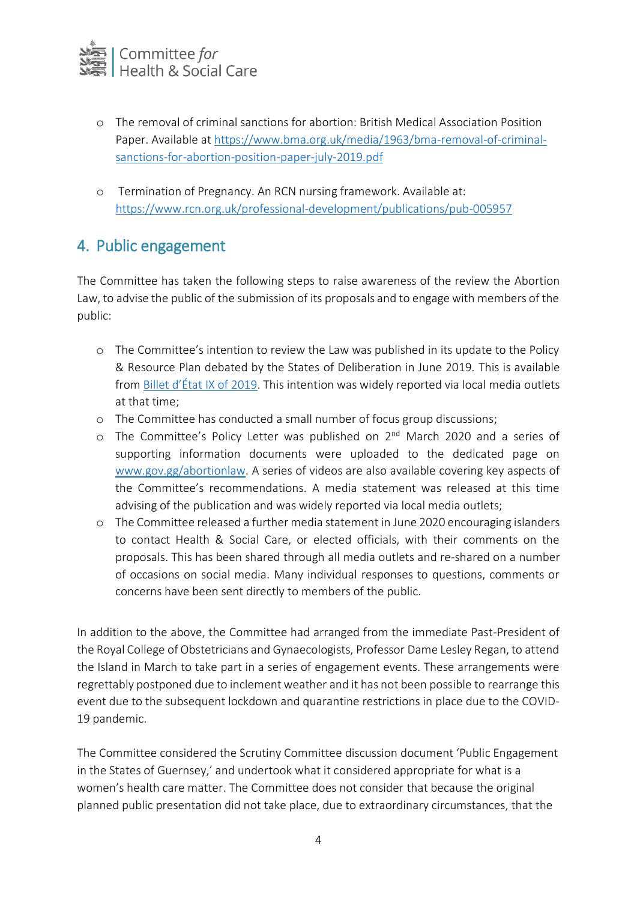- The removal of criminal sanctions for abortion: British Medical Association Position Paper. Available at https://www.bma.org.uk/media/1963/bma-removal-of-criminal-sanctions-for-abortion-position-paper-july-2019.pdf

- Termination of Pregnancy. An RCN nursing framework. Available at: https://www.rcn.org.uk/professional-development/publications/pub-005957

## 4. Public engagement

The Committee has taken the following steps to raise awareness of the review the Abortion Law, to advise the public of the submission of its proposals and to engage with members of the public:

- The Committee's intention to review the Law was published in its update to the Policy & Resource Plan debated by the States of Deliberation in June 2019. This is available from Billet d'État IX of 2019. This intention was widely reported via local media outlets at that time;
- The Committee has conducted a small number of focus group discussions;
- The Committee's Policy Letter was published on 2nd March 2020 and a series of supporting information documents were uploaded to the dedicated page on www.gov.gg/abortionlaw. A series of videos are also available covering key aspects of the Committee's recommendations. A media statement was released at this time advising of the publication and was widely reported via local media outlets;
- The Committee released a further media statement in June 2020 encouraging islanders to contact Health & Social Care, or elected officials, with their comments on the proposals. This has been shared through all media outlets and re-shared on a number of occasions on social media. Many individual responses to questions, comments or concerns have been sent directly to members of the public.

In addition to the above, the Committee had arranged from the immediate Past-President of the Royal College of Obstetricians and Gynaecologists, Professor Dame Lesley Regan, to attend the Island in March to take part in a series of engagement events. These arrangements were regrettably postponed due to inclement weather and it has not been possible to rearrange this event due to the subsequent lockdown and quarantine restrictions in place due to the COVID-19 pandemic.

The Committee considered the Scrutiny Committee discussion document 'Public Engagement in the States of Guernsey,' and undertook what it considered appropriate for what is a women's health care matter. The Committee does not consider that because the original planned public presentation did not take place, due to extraordinary circumstances, that the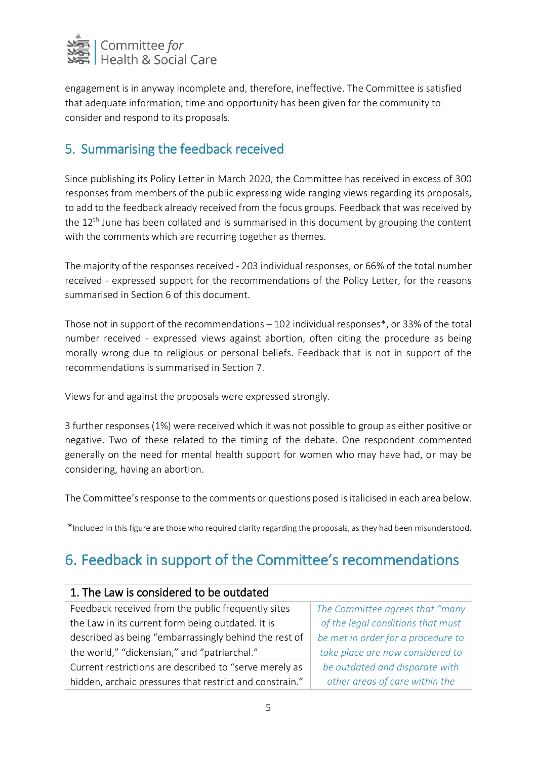engagement is in anyway incomplete and, therefore, ineffective. The Committee is satisfied that adequate information, time and opportunity has been given for the community to consider and respond to its proposals.

## 5. Summarising the feedback received

Since publishing its Policy Letter in March 2020, the Committee has received in excess of 300 responses from members of the public expressing wide ranging views regarding its proposals, to add to the feedback already received from the focus groups. Feedback that was received by the 12th June has been collated and is summarised in this document by grouping the content with the comments which are recurring together as themes.

The majority of the responses received - 203 individual responses, or 66% of the total number received - expressed support for the recommendations of the Policy Letter, for the reasons summarised in Section 6 of this document.

Those not in support of the recommendations – 102 individual responses*, or 33% of the total number received - expressed views against abortion, often citing the procedure as being morally wrong due to religious or personal beliefs. Feedback that is not in support of the recommendations is summarised in Section 7.

Views for and against the proposals were expressed strongly.

3 further responses (1%) were received which it was not possible to group as either positive or negative. Two of these related to the timing of the debate. One respondent commented generally on the need for mental health support for women who may have had, or may be considering, having an abortion.

The Committee's response to the comments or questions posed is italicised in each area below.

*Included in this figure are those who required clarity regarding the proposals, as they had been misunderstood.

# 6. Feedback in support of the Committee's recommendations

| 1. The Law is considered to be outdated | |
|---|---|
| Feedback received from the public frequently sites the Law in its current form being outdated. It is described as being "embarrassingly behind the rest of the world," "dickensian," and "patriarchal." | *The Committee agrees that "many of the legal conditions that must be met in order for a procedure to take place are now considered to be outdated and disparate with other areas of care within the* |
| Current restrictions are described to "serve merely as hidden, archaic pressures that restrict and constrain." | |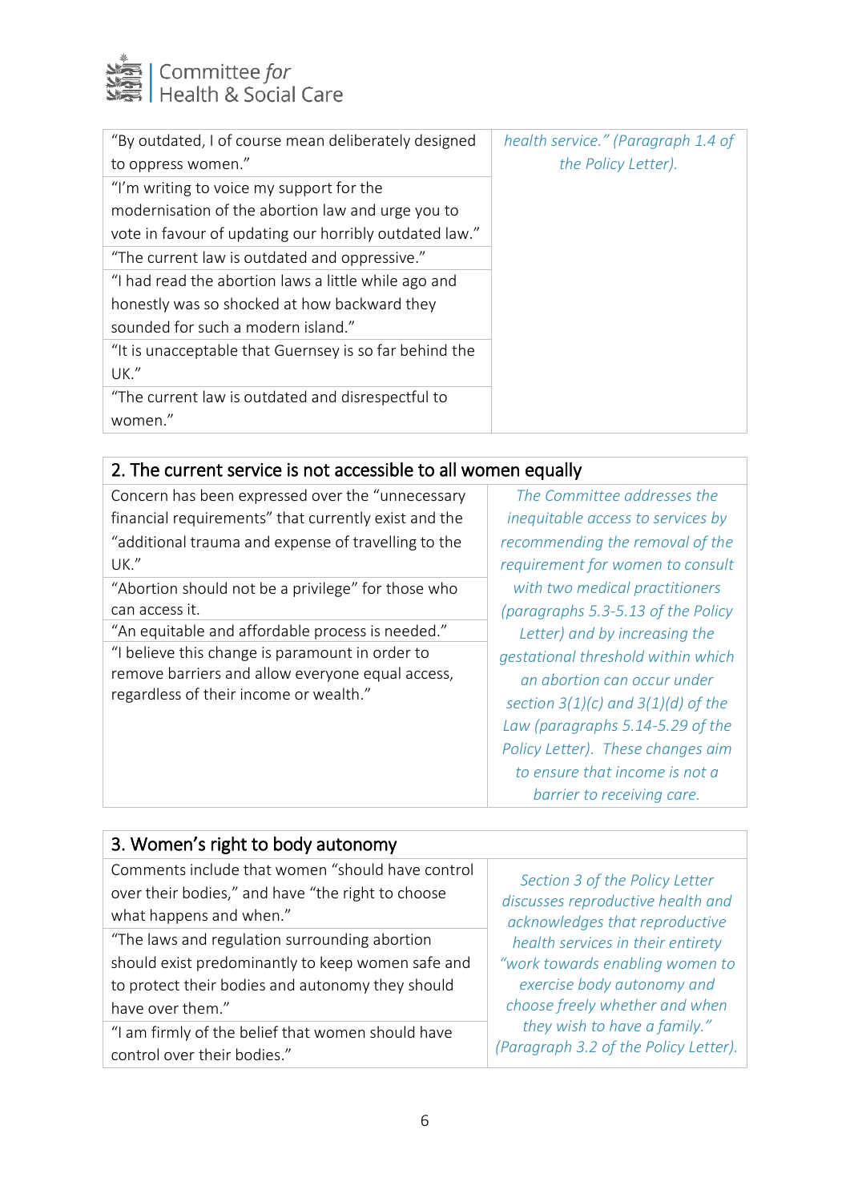| | |
|---|---|
| "By outdated, I of course mean deliberately designed to oppress women." | *health service." (Paragraph 1.4 of the Policy Letter).* |
| "I'm writing to voice my support for the modernisation of the abortion law and urge you to vote in favour of updating our horribly outdated law." | |
| "The current law is outdated and oppressive." | |
| "I had read the abortion laws a little while ago and honestly was so shocked at how backward they sounded for such a modern island." | |
| "It is unacceptable that Guernsey is so far behind the UK." | |
| "The current law is outdated and disrespectful to women." | |

| 2. The current service is not accessible to all women equally | |
|---|---|
| Concern has been expressed over the "unnecessary financial requirements" that currently exist and the "additional trauma and expense of travelling to the UK." | *The Committee addresses the inequitable access to services by recommending the removal of the requirement for women to consult with two medical practitioners (paragraphs 5.3-5.13 of the Policy Letter) and by increasing the gestational threshold within which an abortion can occur under section 3(1)(c) and 3(1)(d) of the Law (paragraphs 5.14-5.29 of the Policy Letter). These changes aim to ensure that income is not a barrier to receiving care.* |
| "Abortion should not be a privilege" for those who can access it. | |
| "An equitable and affordable process is needed." | |
| "I believe this change is paramount in order to remove barriers and allow everyone equal access, regardless of their income or wealth." | |

| 3. Women's right to body autonomy | |
|---|---|
| Comments include that women "should have control over their bodies," and have "the right to choose what happens and when." | *Section 3 of the Policy Letter discusses reproductive health and acknowledges that reproductive health services in their entirety "work towards enabling women to exercise body autonomy and choose freely whether and when they wish to have a family." (Paragraph 3.2 of the Policy Letter).* |
| "The laws and regulation surrounding abortion should exist predominantly to keep women safe and to protect their bodies and autonomy they should have over them." | |
| "I am firmly of the belief that women should have control over their bodies." | |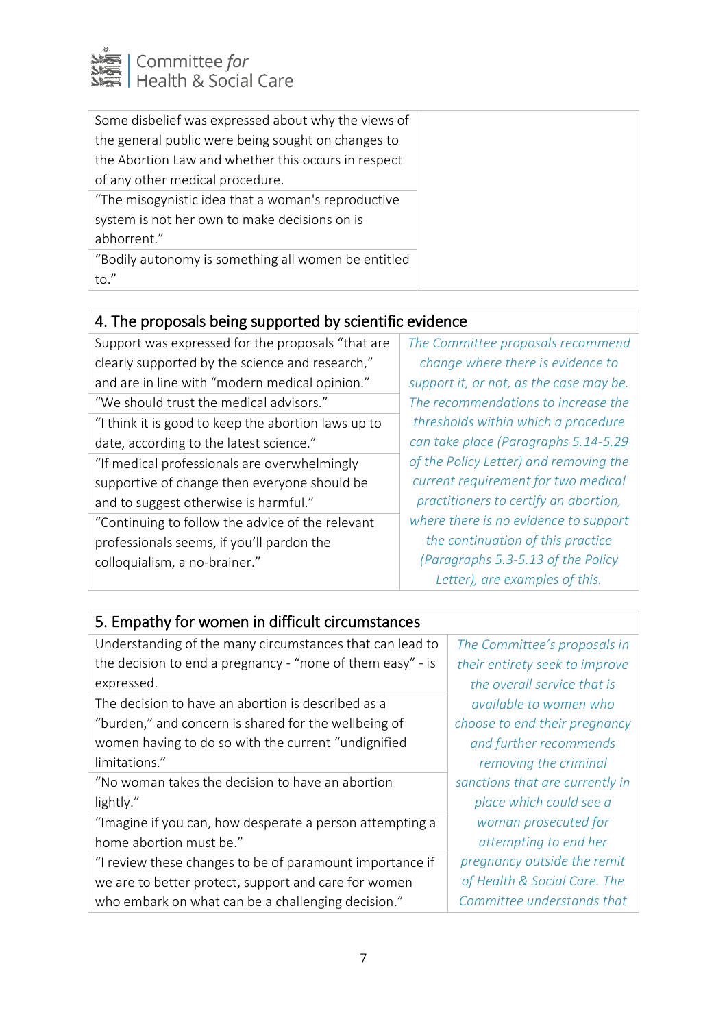| | |
|---|---|
| Some disbelief was expressed about why the views of the general public were being sought on changes to the Abortion Law and whether this occurs in respect of any other medical procedure. | |
| "The misogynistic idea that a woman's reproductive system is not her own to make decisions on is abhorrent." | |
| "Bodily autonomy is something all women be entitled to." | |

| 4. The proposals being supported by scientific evidence | |
|---|---|
| Support was expressed for the proposals "that are clearly supported by the science and research," and are in line with "modern medical opinion." | *The Committee proposals recommend change where there is evidence to support it, or not, as the case may be. The recommendations to increase the thresholds within which a procedure can take place (Paragraphs 5.14-5.29 of the Policy Letter) and removing the current requirement for two medical practitioners to certify an abortion, where there is no evidence to support the continuation of this practice (Paragraphs 5.3-5.13 of the Policy Letter), are examples of this.* |
| "We should trust the medical advisors." | |
| "I think it is good to keep the abortion laws up to date, according to the latest science." | |
| "If medical professionals are overwhelmingly supportive of change then everyone should be and to suggest otherwise is harmful." | |
| "Continuing to follow the advice of the relevant professionals seems, if you'll pardon the colloquialism, a no-brainer." | |

| 5. Empathy for women in difficult circumstances | |
|---|---|
| Understanding of the many circumstances that can lead to the decision to end a pregnancy - "none of them easy" - is expressed. | *The Committee's proposals in their entirety seek to improve the overall service that is available to women who choose to end their pregnancy and further recommends removing the criminal sanctions that are currently in place which could see a woman prosecuted for attempting to end her pregnancy outside the remit of Health & Social Care. The Committee understands that* |
| The decision to have an abortion is described as a "burden," and concern is shared for the wellbeing of women having to do so with the current "undignified limitations." | |
| "No woman takes the decision to have an abortion lightly." | |
| "Imagine if you can, how desperate a person attempting a home abortion must be." | |
| "I review these changes to be of paramount importance if we are to better protect, support and care for women who embark on what can be a challenging decision." | |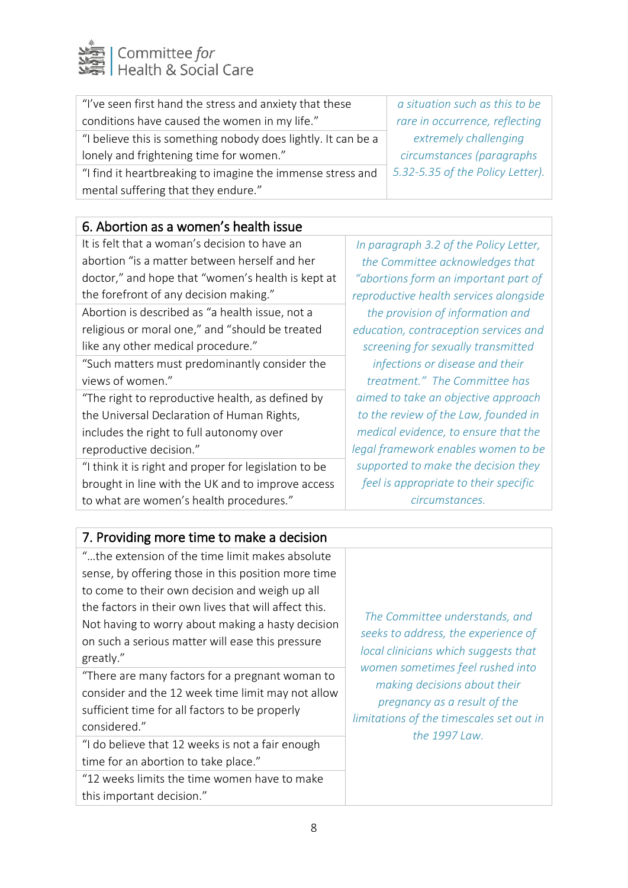| | |
|---|---|
| "I've seen first hand the stress and anxiety that these conditions have caused the women in my life." | *a situation such as this to be rare in occurrence, reflecting extremely challenging circumstances (paragraphs 5.32-5.35 of the Policy Letter).* |
| "I believe this is something nobody does lightly. It can be a lonely and frightening time for women." | |
| "I find it heartbreaking to imagine the immense stress and mental suffering that they endure." | |

| 6. Abortion as a women's health issue | |
|---|---|
| It is felt that a woman's decision to have an abortion "is a matter between herself and her doctor," and hope that "women's health is kept at the forefront of any decision making." | *In paragraph 3.2 of the Policy Letter, the Committee acknowledges that "abortions form an important part of reproductive health services alongside the provision of information and education, contraception services and screening for sexually transmitted infections or disease and their treatment." The Committee has aimed to take an objective approach to the review of the Law, founded in medical evidence, to ensure that the legal framework enables women to be supported to make the decision they feel is appropriate to their specific circumstances.* |
| Abortion is described as "a health issue, not a religious or moral one," and "should be treated like any other medical procedure." | |
| "Such matters must predominantly consider the views of women." | |
| "The right to reproductive health, as defined by the Universal Declaration of Human Rights, includes the right to full autonomy over reproductive decision." | |
| "I think it is right and proper for legislation to be brought in line with the UK and to improve access to what are women's health procedures." | |

| 7. Providing more time to make a decision | |
|---|---|
| "…the extension of the time limit makes absolute sense, by offering those in this position more time to come to their own decision and weigh up all the factors in their own lives that will affect this. Not having to worry about making a hasty decision on such a serious matter will ease this pressure greatly." | *The Committee understands, and seeks to address, the experience of local clinicians which suggests that women sometimes feel rushed into making decisions about their pregnancy as a result of the limitations of the timescales set out in the 1997 Law.* |
| "There are many factors for a pregnant woman to consider and the 12 week time limit may not allow sufficient time for all factors to be properly considered." | |
| "I do believe that 12 weeks is not a fair enough time for an abortion to take place." | |
| "12 weeks limits the time women have to make this important decision." | |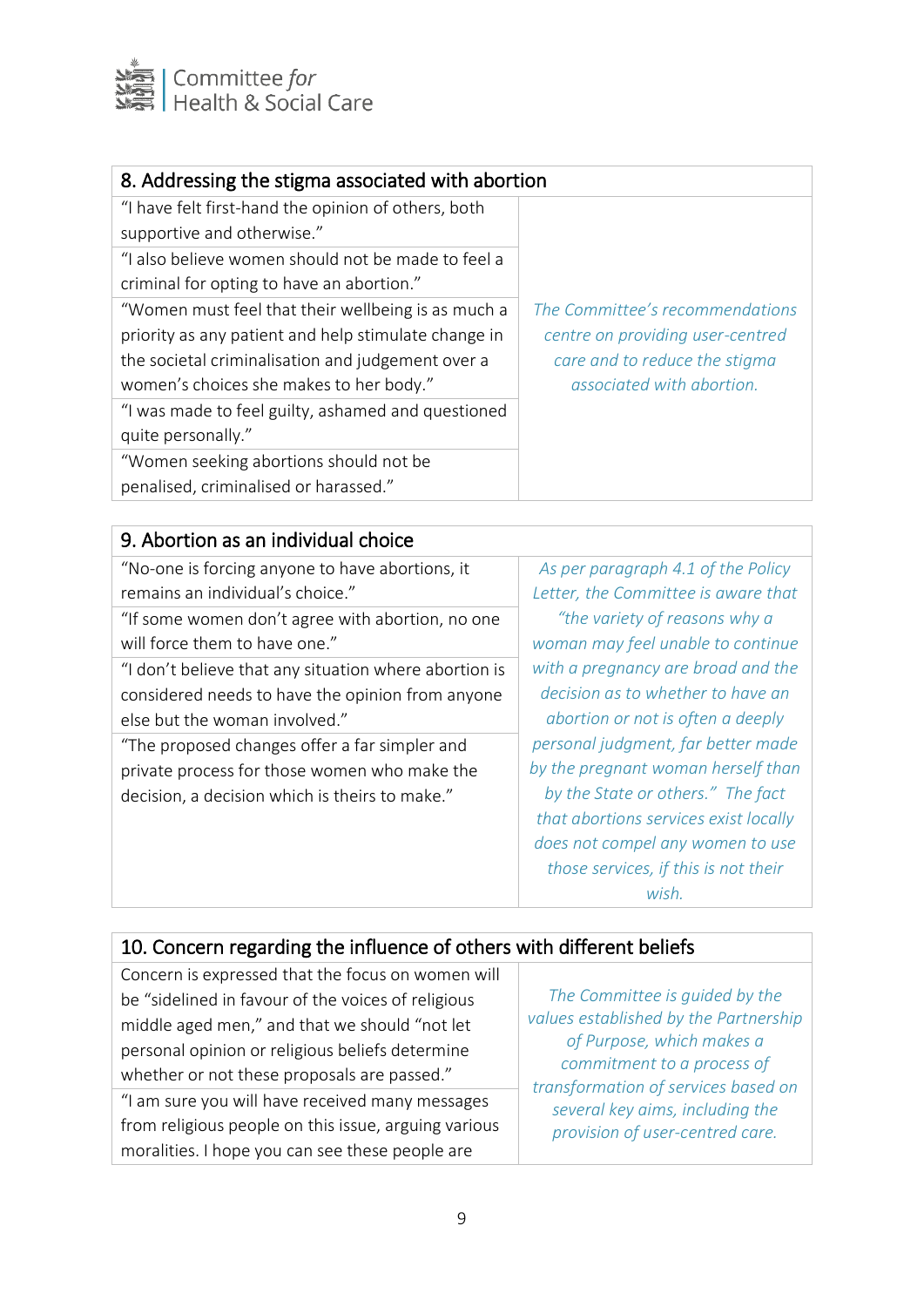| 8. Addressing the stigma associated with abortion | |
|---|---|
| "I have felt first-hand the opinion of others, both supportive and otherwise." | *The Committee's recommendations centre on providing user-centred care and to reduce the stigma associated with abortion.* |
| "I also believe women should not be made to feel a criminal for opting to have an abortion." | |
| "Women must feel that their wellbeing is as much a priority as any patient and help stimulate change in the societal criminalisation and judgement over a women's choices she makes to her body." | |
| "I was made to feel guilty, ashamed and questioned quite personally." | |
| "Women seeking abortions should not be penalised, criminalised or harassed." | |

| 9. Abortion as an individual choice | |
|---|---|
| "No-one is forcing anyone to have abortions, it remains an individual's choice." | *As per paragraph 4.1 of the Policy Letter, the Committee is aware that "the variety of reasons why a woman may feel unable to continue with a pregnancy are broad and the decision as to whether to have an abortion or not is often a deeply personal judgment, far better made by the pregnant woman herself than by the State or others." The fact that abortions services exist locally does not compel any women to use those services, if this is not their wish.* |
| "If some women don't agree with abortion, no one will force them to have one." | |
| "I don't believe that any situation where abortion is considered needs to have the opinion from anyone else but the woman involved." | |
| "The proposed changes offer a far simpler and private process for those women who make the decision, a decision which is theirs to make." | |

| 10. Concern regarding the influence of others with different beliefs | |
|---|---|
| Concern is expressed that the focus on women will be "sidelined in favour of the voices of religious middle aged men," and that we should "not let personal opinion or religious beliefs determine whether or not these proposals are passed." | *The Committee is guided by the values established by the Partnership of Purpose, which makes a commitment to a process of transformation of services based on several key aims, including the provision of user-centred care.* |
| "I am sure you will have received many messages from religious people on this issue, arguing various moralities. I hope you can see these people are | |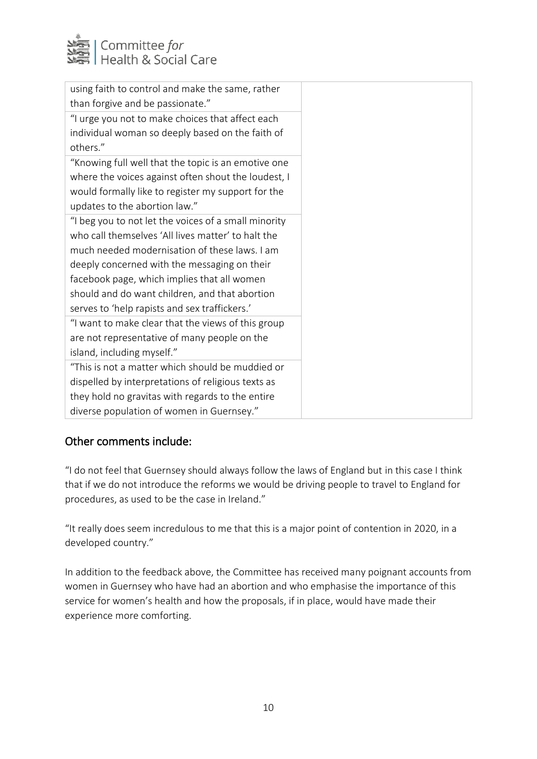| | |
|---|---|
| using faith to control and make the same, rather than forgive and be passionate." | |
| "I urge you not to make choices that affect each individual woman so deeply based on the faith of others." | |
| "Knowing full well that the topic is an emotive one where the voices against often shout the loudest, I would formally like to register my support for the updates to the abortion law." | |
| "I beg you to not let the voices of a small minority who call themselves 'All lives matter' to halt the much needed modernisation of these laws. I am deeply concerned with the messaging on their facebook page, which implies that all women should and do want children, and that abortion serves to 'help rapists and sex traffickers.' | |
| "I want to make clear that the views of this group are not representative of many people on the island, including myself." | |
| "This is not a matter which should be muddied or dispelled by interpretations of religious texts as they hold no gravitas with regards to the entire diverse population of women in Guernsey." | |

## Other comments include:

"I do not feel that Guernsey should always follow the laws of England but in this case I think that if we do not introduce the reforms we would be driving people to travel to England for procedures, as used to be the case in Ireland."

"It really does seem incredulous to me that this is a major point of contention in 2020, in a developed country."

In addition to the feedback above, the Committee has received many poignant accounts from women in Guernsey who have had an abortion and who emphasise the importance of this service for women's health and how the proposals, if in place, would have made their experience more comforting.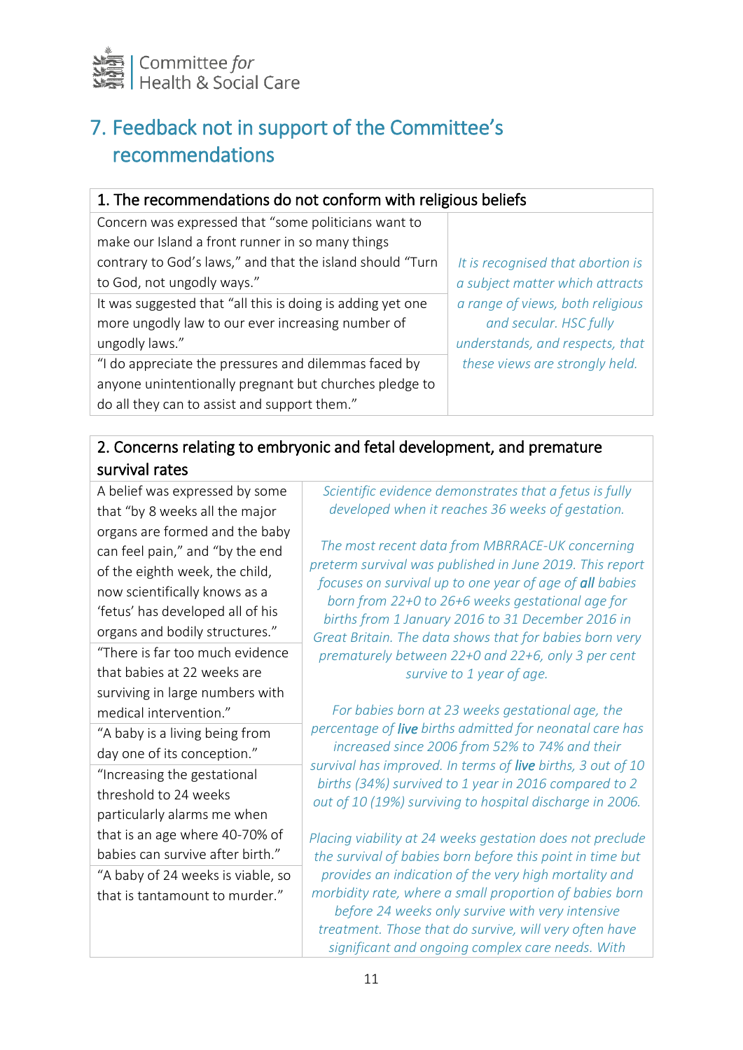## 7. Feedback not in support of the Committee's recommendations

| 1. The recommendations do not conform with religious beliefs | |
|---|---|
| Concern was expressed that "some politicians want to make our Island a front runner in so many things contrary to God's laws," and that the island should "Turn to God, not ungodly ways." | *It is recognised that abortion is a subject matter which attracts a range of views, both religious and secular. HSC fully understands, and respects, that these views are strongly held.* |
| It was suggested that "all this is doing is adding yet one more ungodly law to our ever increasing number of ungodly laws." | |
| "I do appreciate the pressures and dilemmas faced by anyone unintentionally pregnant but churches pledge to do all they can to assist and support them." | |

| 2. Concerns relating to embryonic and fetal development, and premature survival rates | |
|---|---|
| A belief was expressed by some that "by 8 weeks all the major organs are formed and the baby can feel pain," and "by the end of the eighth week, the child, now scientifically knows as a 'fetus' has developed all of his organs and bodily structures." | *Scientific evidence demonstrates that a fetus is fully developed when it reaches 36 weeks of gestation.* <br><br> *The most recent data from MBRRACE-UK concerning preterm survival was published in June 2019. This report focuses on survival up to one year of age of **all** babies born from 22+0 to 26+6 weeks gestational age for births from 1 January 2016 to 31 December 2016 in Great Britain. The data shows that for babies born very prematurely between 22+0 and 22+6, only 3 per cent survive to 1 year of age.* <br><br> *For babies born at 23 weeks gestational age, the percentage of **live** births admitted for neonatal care has increased since 2006 from 52% to 74% and their survival has improved. In terms of **live** births, 3 out of 10 births (34%) survived to 1 year in 2016 compared to 2 out of 10 (19%) surviving to hospital discharge in 2006.* <br><br> *Placing viability at 24 weeks gestation does not preclude the survival of babies born before this point in time but provides an indication of the very high mortality and morbidity rate, where a small proportion of babies born before 24 weeks only survive with very intensive treatment. Those that do survive, will very often have significant and ongoing complex care needs. With* |
| "There is far too much evidence that babies at 22 weeks are surviving in large numbers with medical intervention." | |
| "A baby is a living being from day one of its conception." | |
| "Increasing the gestational threshold to 24 weeks particularly alarms me when that is an age where 40-70% of babies can survive after birth." | |
| "A baby of 24 weeks is viable, so that is tantamount to murder." | |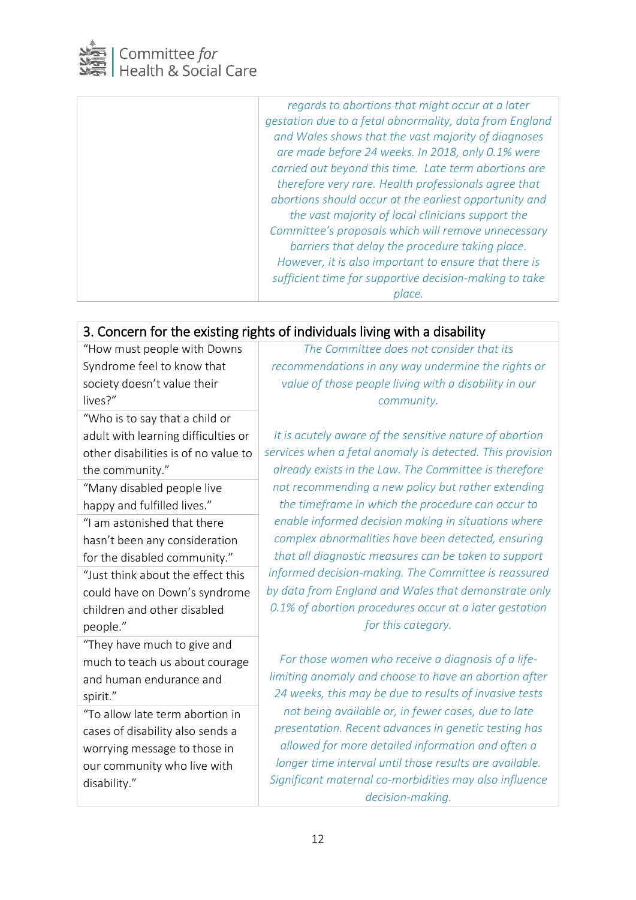| | |
|---|---|
| | *regards to abortions that might occur at a later gestation due to a fetal abnormality, data from England and Wales shows that the vast majority of diagnoses are made before 24 weeks. In 2018, only 0.1% were carried out beyond this time. Late term abortions are therefore very rare. Health professionals agree that abortions should occur at the earliest opportunity and the vast majority of local clinicians support the Committee's proposals which will remove unnecessary barriers that delay the procedure taking place. However, it is also important to ensure that there is sufficient time for supportive decision-making to take place.* |

| 3. Concern for the existing rights of individuals living with a disability | |
|---|---|
| "How must people with Downs Syndrome feel to know that society doesn't value their lives?" | *The Committee does not consider that its recommendations in any way undermine the rights or value of those people living with a disability in our community.* <br><br> *It is acutely aware of the sensitive nature of abortion services when a fetal anomaly is detected. This provision already exists in the Law. The Committee is therefore not recommending a new policy but rather extending the timeframe in which the procedure can occur to enable informed decision making in situations where complex abnormalities have been detected, ensuring that all diagnostic measures can be taken to support informed decision-making. The Committee is reassured by data from England and Wales that demonstrate only 0.1% of abortion procedures occur at a later gestation for this category.* <br><br> *For those women who receive a diagnosis of a life-limiting anomaly and choose to have an abortion after 24 weeks, this may be due to results of invasive tests not being available or, in fewer cases, due to late presentation. Recent advances in genetic testing has allowed for more detailed information and often a longer time interval until those results are available. Significant maternal co-morbidities may also influence decision-making.* |
| "Who is to say that a child or adult with learning difficulties or other disabilities is of no value to the community." | |
| "Many disabled people live happy and fulfilled lives." | |
| "I am astonished that there hasn't been any consideration for the disabled community." | |
| "Just think about the effect this could have on Down's syndrome children and other disabled people." | |
| "They have much to give and much to teach us about courage and human endurance and spirit." | |
| "To allow late term abortion in cases of disability also sends a worrying message to those in our community who live with disability." | |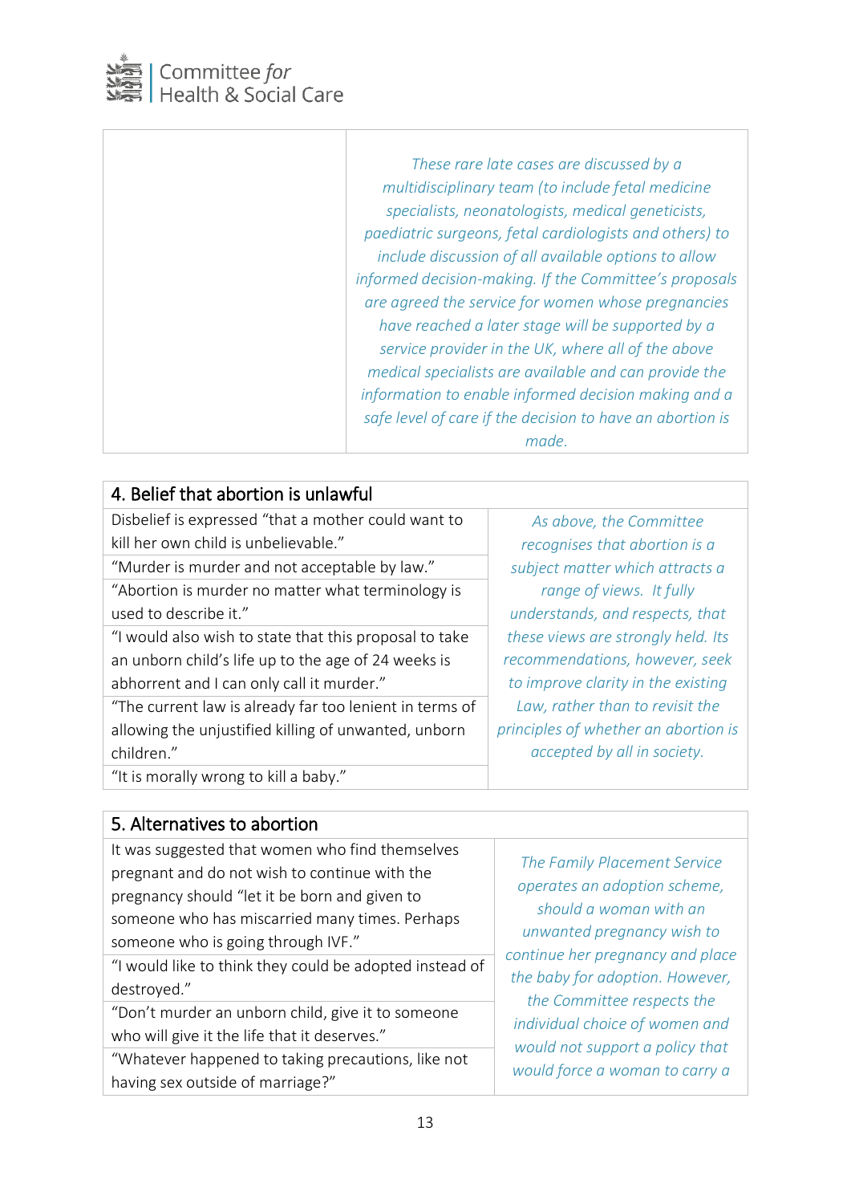| | |
|---|---|
| | *These rare late cases are discussed by a multidisciplinary team (to include fetal medicine specialists, neonatologists, medical geneticists, paediatric surgeons, fetal cardiologists and others) to include discussion of all available options to allow informed decision-making. If the Committee's proposals are agreed the service for women whose pregnancies have reached a later stage will be supported by a service provider in the UK, where all of the above medical specialists are available and can provide the information to enable informed decision making and a safe level of care if the decision to have an abortion is made.* |

| 4. Belief that abortion is unlawful | |
|---|---|
| Disbelief is expressed "that a mother could want to kill her own child is unbelievable." | *As above, the Committee recognises that abortion is a subject matter which attracts a range of views. It fully understands, and respects, that these views are strongly held. Its recommendations, however, seek to improve clarity in the existing Law, rather than to revisit the principles of whether an abortion is accepted by all in society.* |
| "Murder is murder and not acceptable by law." | |
| "Abortion is murder no matter what terminology is used to describe it." | |
| "I would also wish to state that this proposal to take an unborn child's life up to the age of 24 weeks is abhorrent and I can only call it murder." | |
| "The current law is already far too lenient in terms of allowing the unjustified killing of unwanted, unborn children." | |
| "It is morally wrong to kill a baby." | |

| 5. Alternatives to abortion | |
|---|---|
| It was suggested that women who find themselves pregnant and do not wish to continue with the pregnancy should "let it be born and given to someone who has miscarried many times. Perhaps someone who is going through IVF." | *The Family Placement Service operates an adoption scheme, should a woman with an unwanted pregnancy wish to continue her pregnancy and place the baby for adoption. However, the Committee respects the individual choice of women and would not support a policy that would force a woman to carry a* |
| "I would like to think they could be adopted instead of destroyed." | |
| "Don't murder an unborn child, give it to someone who will give it the life that it deserves." | |
| "Whatever happened to taking precautions, like not having sex outside of marriage?" | |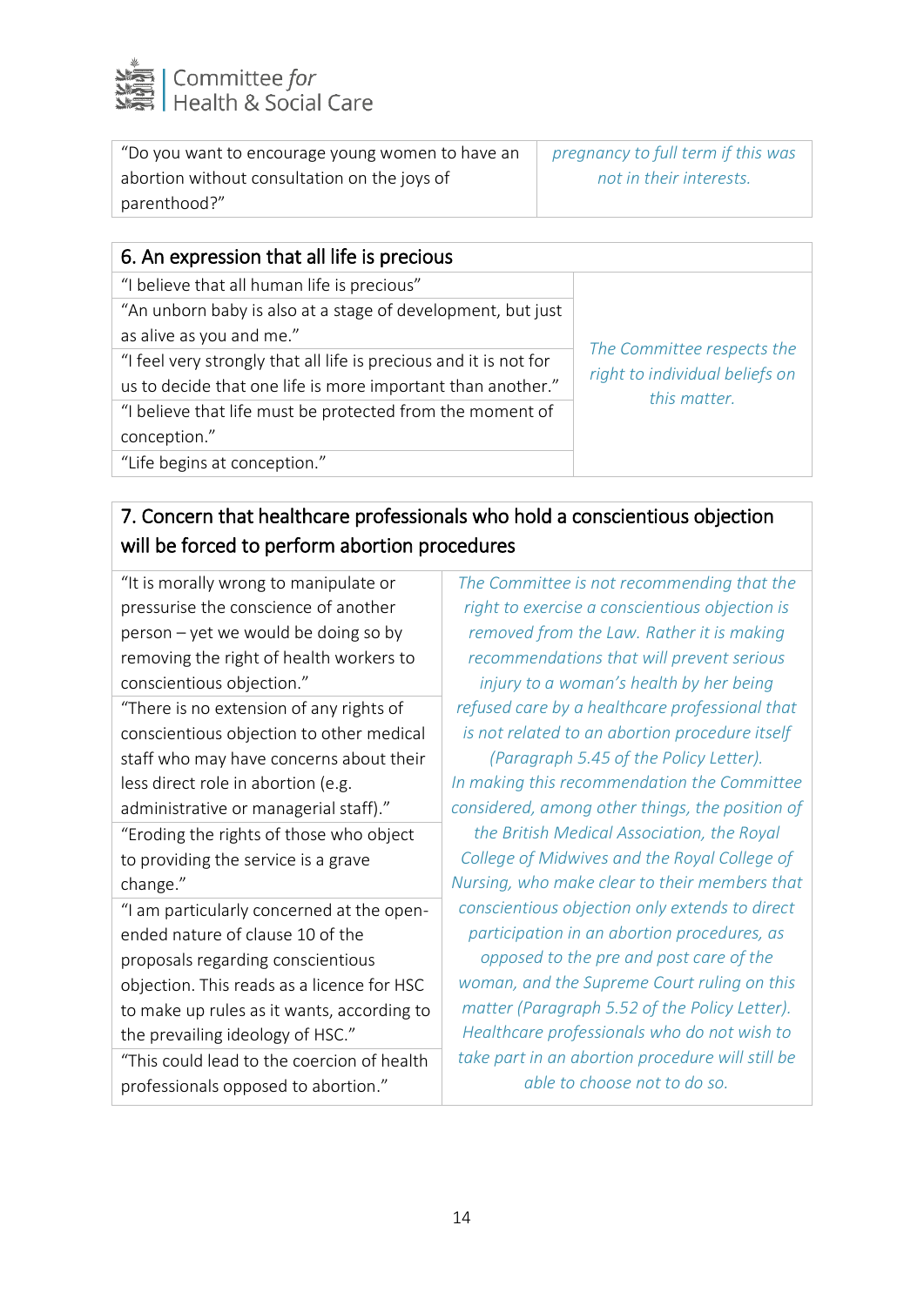| | |
|---|---|
| "Do you want to encourage young women to have an abortion without consultation on the joys of parenthood?" | *pregnancy to full term if this was not in their interests.* |

| 6. An expression that all life is precious | |
|---|---|
| "I believe that all human life is precious" | *The Committee respects the right to individual beliefs on this matter.* |
| "An unborn baby is also at a stage of development, but just as alive as you and me." | |
| "I feel very strongly that all life is precious and it is not for us to decide that one life is more important than another." | |
| "I believe that life must be protected from the moment of conception." | |
| "Life begins at conception." | |

| 7. Concern that healthcare professionals who hold a conscientious objection will be forced to perform abortion procedures | |
|---|---|
| "It is morally wrong to manipulate or pressurise the conscience of another person – yet we would be doing so by removing the right of health workers to conscientious objection." | *The Committee is not recommending that the right to exercise a conscientious objection is removed from the Law. Rather it is making recommendations that will prevent serious injury to a woman's health by her being refused care by a healthcare professional that is not related to an abortion procedure itself (Paragraph 5.45 of the Policy Letter). In making this recommendation the Committee considered, among other things, the position of the British Medical Association, the Royal College of Midwives and the Royal College of Nursing, who make clear to their members that conscientious objection only extends to direct participation in an abortion procedures, as opposed to the pre and post care of the woman, and the Supreme Court ruling on this matter (Paragraph 5.52 of the Policy Letter). Healthcare professionals who do not wish to take part in an abortion procedure will still be able to choose not to do so.* |
| "There is no extension of any rights of conscientious objection to other medical staff who may have concerns about their less direct role in abortion (e.g. administrative or managerial staff)." | |
| "Eroding the rights of those who object to providing the service is a grave change." | |
| "I am particularly concerned at the open-ended nature of clause 10 of the proposals regarding conscientious objection. This reads as a licence for HSC to make up rules as it wants, according to the prevailing ideology of HSC." | |
| "This could lead to the coercion of health professionals opposed to abortion." | |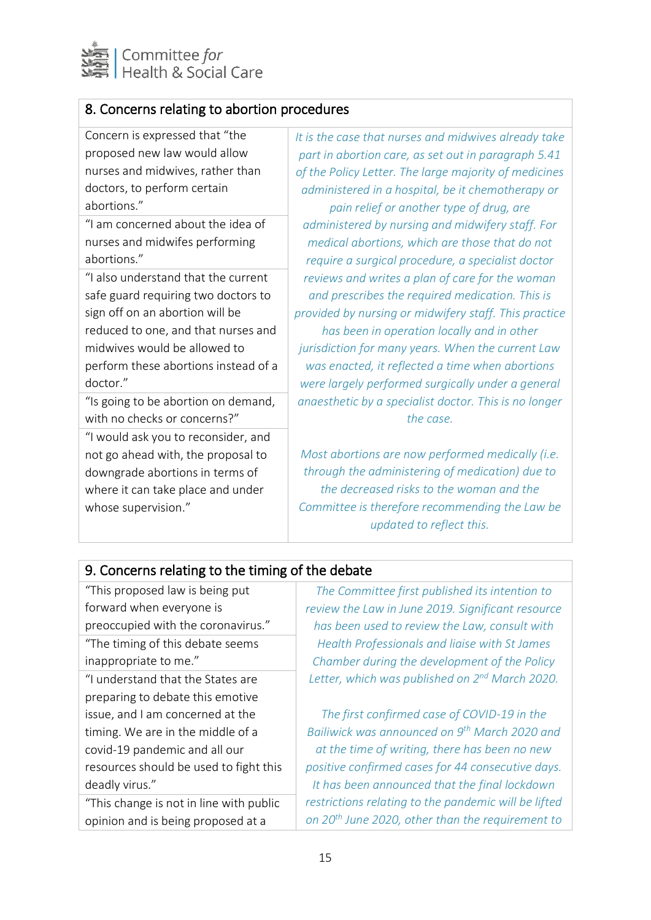## 8. Concerns relating to abortion procedures

| Concern | Response |
|---|---|
| Concern is expressed that "the proposed new law would allow nurses and midwives, rather than doctors, to perform certain abortions." | *It is the case that nurses and midwives already take part in abortion care, as set out in paragraph 5.41 of the Policy Letter. The large majority of medicines administered in a hospital, be it chemotherapy or pain relief or another type of drug, are administered by nursing and midwifery staff. For medical abortions, which are those that do not require a surgical procedure, a specialist doctor reviews and writes a plan of care for the woman and prescribes the required medication. This is provided by nursing or midwifery staff. This practice has been in operation locally and in other jurisdiction for many years. When the current Law was enacted, it reflected a time when abortions were largely performed surgically under a general anaesthetic by a specialist doctor. This is no longer the case.* |
| "I am concerned about the idea of nurses and midwifes performing abortions." | |
| "I also understand that the current safe guard requiring two doctors to sign off on an abortion will be reduced to one, and that nurses and midwives would be allowed to perform these abortions instead of a doctor." | |
| "Is going to be abortion on demand, with no checks or concerns?" | *Most abortions are now performed medically (i.e. through the administering of medication) due to the decreased risks to the woman and the Committee is therefore recommending the Law be updated to reflect this.* |
| "I would ask you to reconsider, and not go ahead with, the proposal to downgrade abortions in terms of where it can take place and under whose supervision." | |

## 9. Concerns relating to the timing of the debate

| Concern | Response |
|---|---|
| "This proposed law is being put forward when everyone is preoccupied with the coronavirus." | *The Committee first published its intention to review the Law in June 2019. Significant resource has been used to review the Law, consult with Health Professionals and liaise with St James Chamber during the development of the Policy Letter, which was published on 2nd March 2020.* |
| "The timing of this debate seems inappropriate to me." | |
| "I understand that the States are preparing to debate this emotive issue, and I am concerned at the timing. We are in the middle of a covid-19 pandemic and all our resources should be used to fight this deadly virus." | *The first confirmed case of COVID-19 in the Bailiwick was announced on 9th March 2020 and at the time of writing, there has been no new positive confirmed cases for 44 consecutive days. It has been announced that the final lockdown restrictions relating to the pandemic will be lifted on 20th June 2020, other than the requirement to* |
| "This change is not in line with public opinion and is being proposed at a | |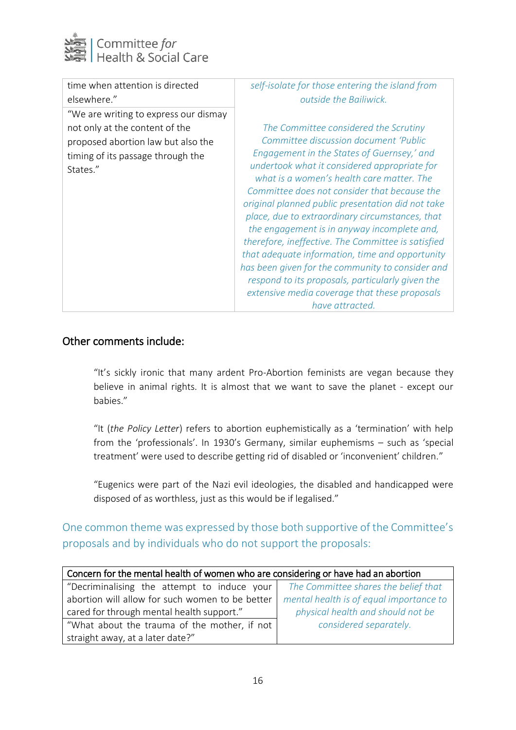| | |
|---|---|
| time when attention is directed elsewhere." | *self-isolate for those entering the island from outside the Bailiwick.* |
| "We are writing to express our dismay not only at the content of the proposed abortion law but also the timing of its passage through the States." | *The Committee considered the Scrutiny Committee discussion document 'Public Engagement in the States of Guernsey,' and undertook what it considered appropriate for what is a women's health care matter. The Committee does not consider that because the original planned public presentation did not take place, due to extraordinary circumstances, that the engagement is in anyway incomplete and, therefore, ineffective. The Committee is satisfied that adequate information, time and opportunity has been given for the community to consider and respond to its proposals, particularly given the extensive media coverage that these proposals have attracted.* |

## Other comments include:

> "It's sickly ironic that many ardent Pro-Abortion feminists are vegan because they believe in animal rights. It is almost that we want to save the planet - except our babies."
>
> "It (*the Policy Letter*) refers to abortion euphemistically as a 'termination' with help from the 'professionals'. In 1930's Germany, similar euphemisms – such as 'special treatment' were used to describe getting rid of disabled or 'inconvenient' children."
>
> "Eugenics were part of the Nazi evil ideologies, the disabled and handicapped were disposed of as worthless, just as this would be if legalised."

## One common theme was expressed by those both supportive of the Committee's proposals and by individuals who do not support the proposals:

| Concern for the mental health of women who are considering or have had an abortion | |
|---|---|
| "Decriminalising the attempt to induce your abortion will allow for such women to be better cared for through mental health support." | *The Committee shares the belief that mental health is of equal importance to physical health and should not be considered separately.* |
| "What about the trauma of the mother, if not straight away, at a later date?" | |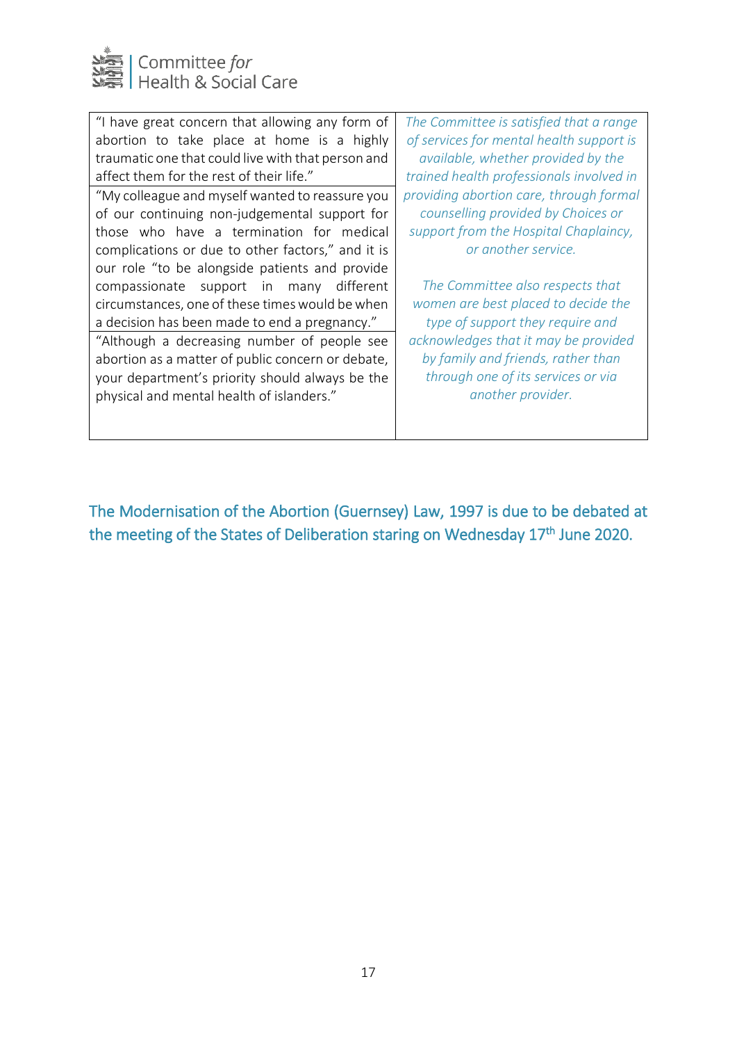| | |
|---|---|
| "I have great concern that allowing any form of abortion to take place at home is a highly traumatic one that could live with that person and affect them for the rest of their life." | *The Committee is satisfied that a range of services for mental health support is available, whether provided by the trained health professionals involved in providing abortion care, through formal counselling provided by Choices or support from the Hospital Chaplaincy, or another service.* <br><br> *The Committee also respects that women are best placed to decide the type of support they require and acknowledges that it may be provided by family and friends, rather than through one of its services or via another provider.* |
| "My colleague and myself wanted to reassure you of our continuing non-judgemental support for those who have a termination for medical complications or due to other factors," and it is our role "to be alongside patients and provide compassionate support in many different circumstances, one of these times would be when a decision has been made to end a pregnancy." | |
| "Although a decreasing number of people see abortion as a matter of public concern or debate, your department's priority should always be the physical and mental health of islanders." | |

The Modernisation of the Abortion (Guernsey) Law, 1997 is due to be debated at the meeting of the States of Deliberation staring on Wednesday 17th June 2020.